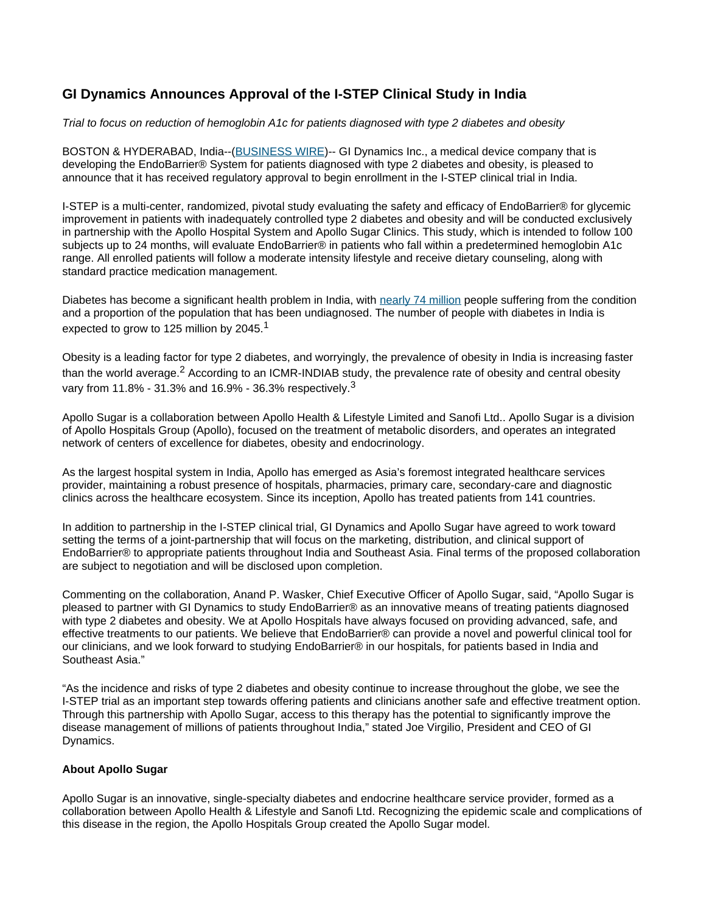# GI Dynamics Announces Approval of the I-STEP Clinical Study in India

*Trial to focus on reduction of hemoglobin A1c for patients diagnosed with type 2 diabetes and obesity*

BOSTON & HYDERABAD, India--(BUSINESS WIRE)-- GI Dynamics Inc., a medical device company that is developing the EndoBarrier® System for patients diagnosed with type 2 diabetes and obesity, is pleased to announce that it has received regulatory approval to begin enrollment in the I-STEP clinical trial in India.

I-STEP is a multi-center, randomized, pivotal study evaluating the safety and efficacy of EndoBarrier® for glycemic improvement in patients with inadequately controlled type 2 diabetes and obesity and will be conducted exclusively in partnership with the Apollo Hospital System and Apollo Sugar Clinics. This study, which is intended to follow 100 subjects up to 24 months, will evaluate EndoBarrier® in patients who fall within a predetermined hemoglobin A1c range. All enrolled patients will follow a moderate intensity lifestyle and receive dietary counseling, along with standard practice medication management.

Diabetes has become a significant health problem in India, with nearly 74 million people suffering from the condition and a proportion of the population that has been undiagnosed. The number of people with diabetes in India is expected to grow to 125 million by 2045.[1]

Obesity is a leading factor for type 2 diabetes, and worryingly, the prevalence of obesity in India is increasing faster than the world average.[2] According to an ICMR-INDIAB study, the prevalence rate of obesity and central obesity vary from 11.8% - 31.3% and 16.9% - 36.3% respectively.[3]

Apollo Sugar is a collaboration between Apollo Health & Lifestyle Limited and Sanofi Ltd.. Apollo Sugar is a division of Apollo Hospitals Group (Apollo), focused on the treatment of metabolic disorders, and operates an integrated network of centers of excellence for diabetes, obesity and endocrinology.

As the largest hospital system in India, Apollo has emerged as Asia's foremost integrated healthcare services provider, maintaining a robust presence of hospitals, pharmacies, primary care, secondary-care and diagnostic clinics across the healthcare ecosystem. Since its inception, Apollo has treated patients from 141 countries.

In addition to partnership in the I-STEP clinical trial, GI Dynamics and Apollo Sugar have agreed to work toward setting the terms of a joint-partnership that will focus on the marketing, distribution, and clinical support of EndoBarrier® to appropriate patients throughout India and Southeast Asia. Final terms of the proposed collaboration are subject to negotiation and will be disclosed upon completion.

Commenting on the collaboration, Anand P. Wasker, Chief Executive Officer of Apollo Sugar, said, "Apollo Sugar is pleased to partner with GI Dynamics to study EndoBarrier® as an innovative means of treating patients diagnosed with type 2 diabetes and obesity. We at Apollo Hospitals have always focused on providing advanced, safe, and effective treatments to our patients. We believe that EndoBarrier® can provide a novel and powerful clinical tool for our clinicians, and we look forward to studying EndoBarrier® in our hospitals, for patients based in India and Southeast Asia."

"As the incidence and risks of type 2 diabetes and obesity continue to increase throughout the globe, we see the I-STEP trial as an important step towards offering patients and clinicians another safe and effective treatment option. Through this partnership with Apollo Sugar, access to this therapy has the potential to significantly improve the disease management of millions of patients throughout India," stated Joe Virgilio, President and CEO of GI Dynamics.

**About Apollo Sugar**

Apollo Sugar is an innovative, single-specialty diabetes and endocrine healthcare service provider, formed as a collaboration between Apollo Health & Lifestyle and Sanofi Ltd. Recognizing the epidemic scale and complications of this disease in the region, the Apollo Hospitals Group created the Apollo Sugar model.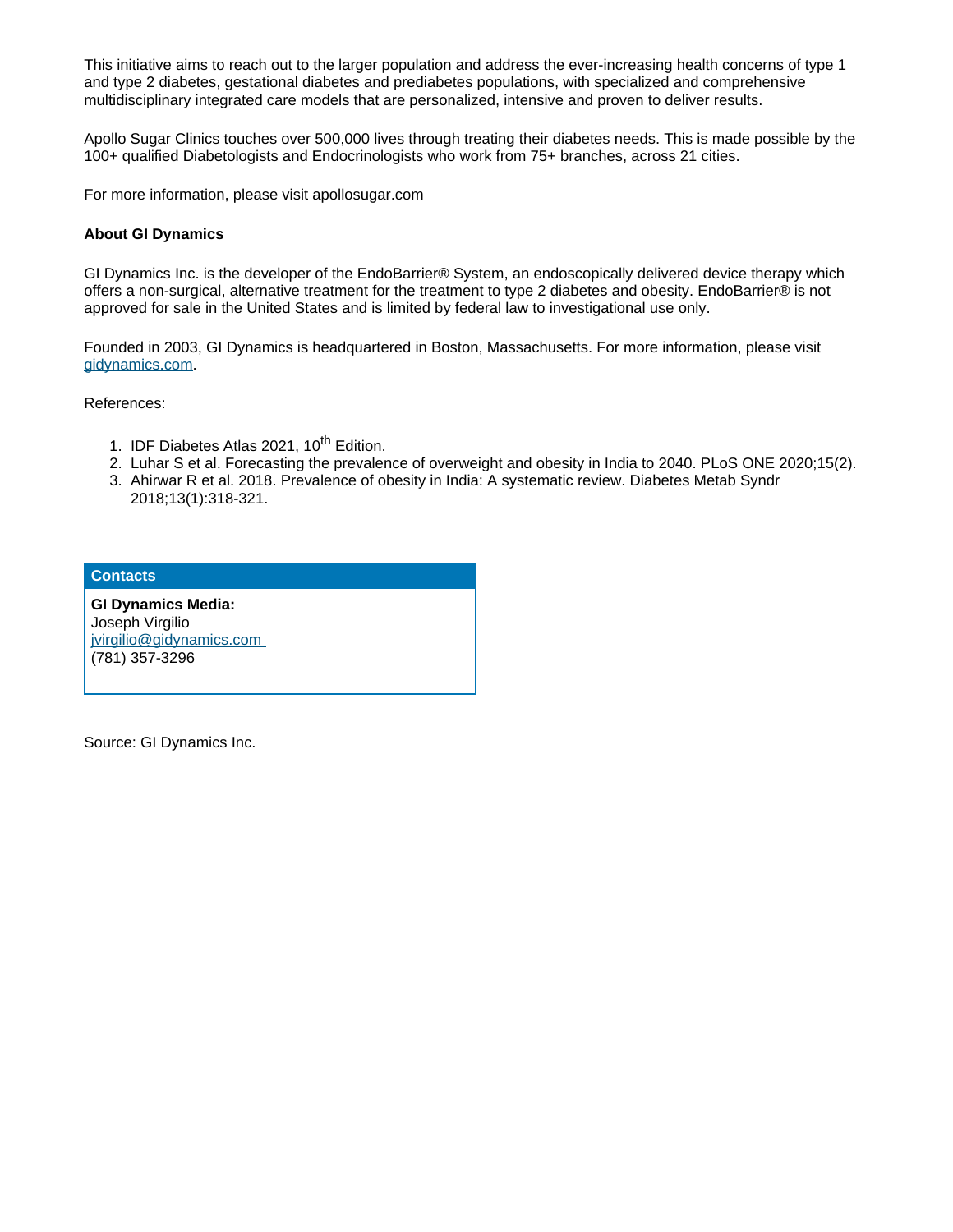This initiative aims to reach out to the larger population and address the ever-increasing health concerns of type 1 and type 2 diabetes, gestational diabetes and prediabetes populations, with specialized and comprehensive multidisciplinary integrated care models that are personalized, intensive and proven to deliver results.

Apollo Sugar Clinics touches over 500,000 lives through treating their diabetes needs. This is made possible by the 100+ qualified Diabetologists and Endocrinologists who work from 75+ branches, across 21 cities.

For more information, please visit apollosugar.com

**About GI Dynamics**

GI Dynamics Inc. is the developer of the EndoBarrier® System, an endoscopically delivered device therapy which offers a non-surgical, alternative treatment for the treatment to type 2 diabetes and obesity. EndoBarrier® is not approved for sale in the United States and is limited by federal law to investigational use only.

Founded in 2003, GI Dynamics is headquartered in Boston, Massachusetts. For more information, please visit gidynamics.com.

References:

1. IDF Diabetes Atlas 2021, 10th Edition.
2. Luhar S et al. Forecasting the prevalence of overweight and obesity in India to 2040. PLoS ONE 2020;15(2).
3. Ahirwar R et al. 2018. Prevalence of obesity in India: A systematic review. Diabetes Metab Syndr 2018;13(1):318-321.

**Contacts**

**GI Dynamics Media:**
Joseph Virgilio
jvirgilio@gidynamics.com
(781) 357-3296

Source: GI Dynamics Inc.